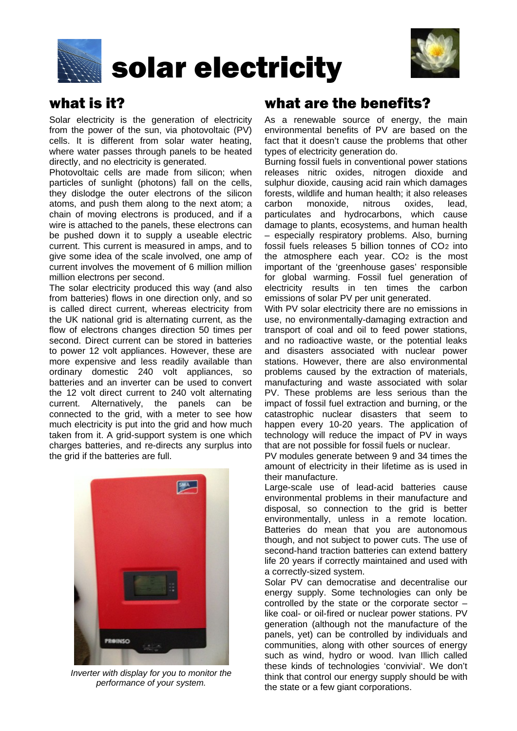# solar electricity

## what is it?

Solar electricity is the generation of electricity from the power of the sun, via photovoltaic (PV) cells. It is different from solar water heating, where water passes through panels to be heated directly, and no electricity is generated.

Photovoltaic cells are made from silicon; when particles of sunlight (photons) fall on the cells, they dislodge the outer electrons of the silicon atoms, and push them along to the next atom; a chain of moving electrons is produced, and if a wire is attached to the panels, these electrons can be pushed down it to supply a useable electric current. This current is measured in amps, and to give some idea of the scale involved, one amp of current involves the movement of 6 million million million electrons per second.

The solar electricity produced this way (and also from batteries) flows in one direction only, and so is called direct current, whereas electricity from the UK national grid is alternating current, as the flow of electrons changes direction 50 times per second. Direct current can be stored in batteries to power 12 volt appliances. However, these are more expensive and less readily available than ordinary domestic 240 volt appliances, so batteries and an inverter can be used to convert the 12 volt direct current to 240 volt alternating current. Alternatively, the panels can be connected to the grid, with a meter to see how much electricity is put into the grid and how much taken from it. A grid-support system is one which charges batteries, and re-directs any surplus into the grid if the batteries are full.

*Inverter with display for you to monitor the performance of your system.*

## what are the benefits?

As a renewable source of energy, the main environmental benefits of PV are based on the fact that it doesn't cause the problems that other types of electricity generation do.

Burning fossil fuels in conventional power stations releases nitric oxides, nitrogen dioxide and sulphur dioxide, causing acid rain which damages forests, wildlife and human health; it also releases carbon monoxide, nitrous oxides, lead, particulates and hydrocarbons, which cause damage to plants, ecosystems, and human health – especially respiratory problems. Also, burning fossil fuels releases 5 billion tonnes of $CO_2$ into the atmosphere each year. $CO_2$ is the most important of the 'greenhouse gases' responsible for global warming. Fossil fuel generation of electricity results in ten times the carbon emissions of solar PV per unit generated.

With PV solar electricity there are no emissions in use, no environmentally-damaging extraction and transport of coal and oil to feed power stations, and no radioactive waste, or the potential leaks and disasters associated with nuclear power stations. However, there are also environmental problems caused by the extraction of materials, manufacturing and waste associated with solar PV. These problems are less serious than the impact of fossil fuel extraction and burning, or the catastrophic nuclear disasters that seem to happen every 10-20 years. The application of technology will reduce the impact of PV in ways that are not possible for fossil fuels or nuclear.

PV modules generate between 9 and 34 times the amount of electricity in their lifetime as is used in their manufacture.

Large-scale use of lead-acid batteries cause environmental problems in their manufacture and disposal, so connection to the grid is better environmentally, unless in a remote location. Batteries do mean that you are autonomous though, and not subject to power cuts. The use of second-hand traction batteries can extend battery life 20 years if correctly maintained and used with a correctly-sized system.

Solar PV can democratise and decentralise our energy supply. Some technologies can only be controlled by the state or the corporate sector – like coal- or oil-fired or nuclear power stations. PV generation (although not the manufacture of the panels, yet) can be controlled by individuals and communities, along with other sources of energy such as wind, hydro or wood. Ivan Illich called these kinds of technologies 'convivial'. We don't think that control our energy supply should be with the state or a few giant corporations.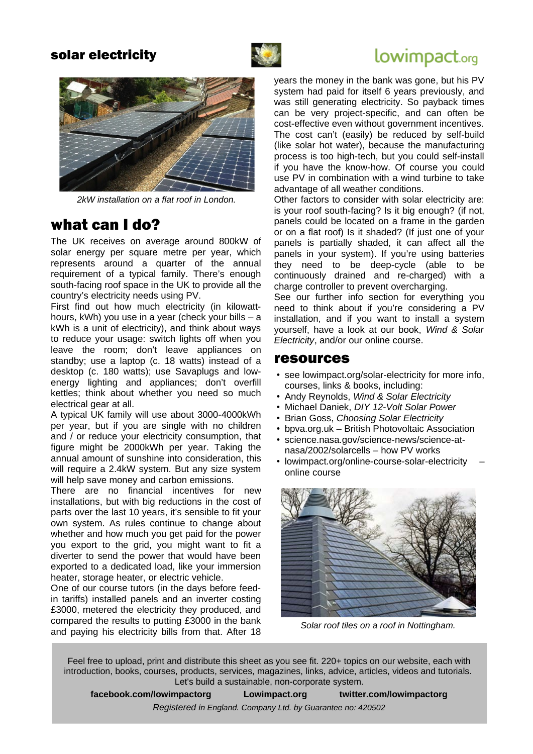## solar electricity

lowimpact.org

2kW installation on a flat roof in London.

## what can I do?

The UK receives on average around 800kW of solar energy per square metre per year, which represents around a quarter of the annual requirement of a typical family. There's enough south-facing roof space in the UK to provide all the country's electricity needs using PV.

First find out how much electricity (in kilowatt-hours, kWh) you use in a year (check your bills – a kWh is a unit of electricity), and think about ways to reduce your usage: switch lights off when you leave the room; don't leave appliances on standby; use a laptop (c. 18 watts) instead of a desktop (c. 180 watts); use Savaplugs and low-energy lighting and appliances; don't overfill kettles; think about whether you need so much electrical gear at all.

A typical UK family will use about 3000-4000kWh per year, but if you are single with no children and / or reduce your electricity consumption, that figure might be 2000kWh per year. Taking the annual amount of sunshine into consideration, this will require a 2.4kW system. But any size system will help save money and carbon emissions.

There are no financial incentives for new installations, but with big reductions in the cost of parts over the last 10 years, it's sensible to fit your own system. As rules continue to change about whether and how much you get paid for the power you export to the grid, you might want to fit a diverter to send the power that would have been exported to a dedicated load, like your immersion heater, storage heater, or electric vehicle.

One of our course tutors (in the days before feed-in tariffs) installed panels and an inverter costing £3000, metered the electricity they produced, and compared the results to putting £3000 in the bank and paying his electricity bills from that. After 18 years the money in the bank was gone, but his PV system had paid for itself 6 years previously, and was still generating electricity. So payback times can be very project-specific, and can often be cost-effective even without government incentives. The cost can't (easily) be reduced by self-build (like solar hot water), because the manufacturing process is too high-tech, but you could self-install if you have the know-how. Of course you could use PV in combination with a wind turbine to take advantage of all weather conditions.

Other factors to consider with solar electricity are: is your roof south-facing? Is it big enough? (if not, panels could be located on a frame in the garden or on a flat roof) Is it shaded? (If just one of your panels is partially shaded, it can affect all the panels in your system). If you're using batteries they need to be deep-cycle (able to be continuously drained and re-charged) with a charge controller to prevent overcharging.

See our further info section for everything you need to think about if you're considering a PV installation, and if you want to install a system yourself, have a look at our book, *Wind & Solar Electricity*, and/or our online course.

## resources

- see lowimpact.org/solar-electricity for more info, courses, links & books, including:
- Andy Reynolds, *Wind & Solar Electricity*
- Michael Daniek, *DIY 12-Volt Solar Power*
- Brian Goss, *Choosing Solar Electricity*
- bpva.org.uk – British Photovoltaic Association
- science.nasa.gov/science-news/science-at-nasa/2002/solarcells – how PV works
- lowimpact.org/online-course-solar-electricity – online course

Solar roof tiles on a roof in Nottingham.

Feel free to upload, print and distribute this sheet as you see fit. 220+ topics on our website, each with introduction, books, courses, products, services, magazines, links, advice, articles, videos and tutorials. Let's build a sustainable, non-corporate system.

**facebook.com/lowimpactorg** **Lowimpact.org** **twitter.com/lowimpactorg**

*Registered in England. Company Ltd. by Guarantee no: 420502*